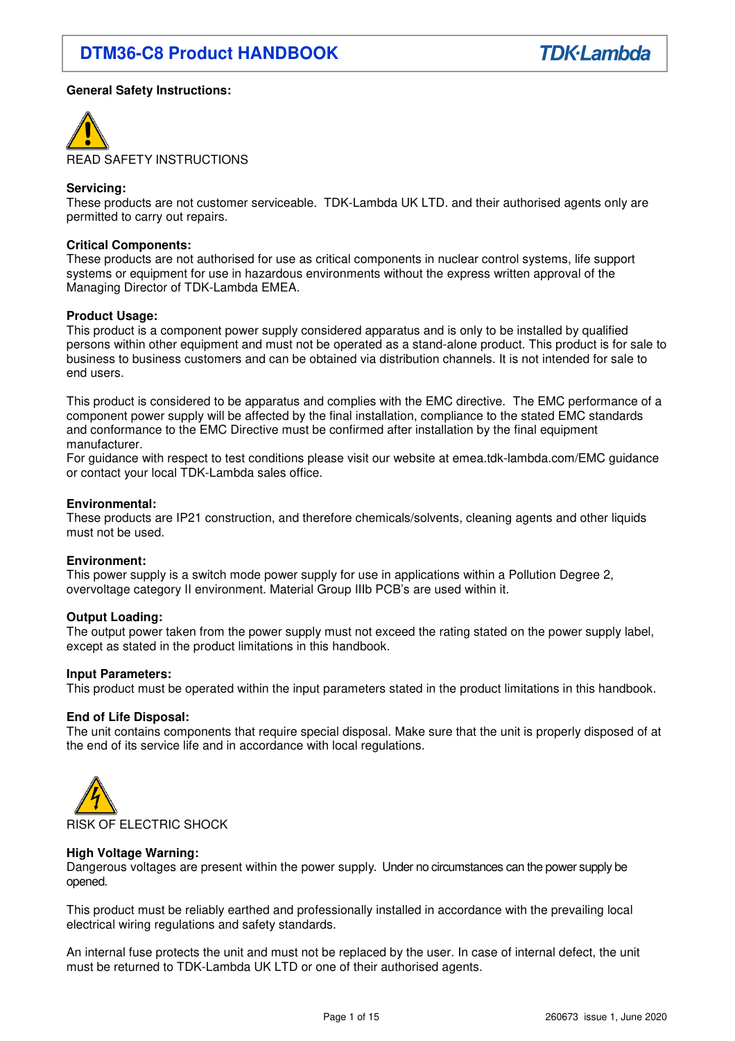# DTM36-C8 Product HANDBOOK

**General Safety Instructions:**

READ SAFETY INSTRUCTIONS

**Servicing:**
These products are not customer serviceable. TDK-Lambda UK LTD. and their authorised agents only are permitted to carry out repairs.

**Critical Components:**
These products are not authorised for use as critical components in nuclear control systems, life support systems or equipment for use in hazardous environments without the express written approval of the Managing Director of TDK-Lambda EMEA.

**Product Usage:**
This product is a component power supply considered apparatus and is only to be installed by qualified persons within other equipment and must not be operated as a stand-alone product. This product is for sale to business to business customers and can be obtained via distribution channels. It is not intended for sale to end users.

This product is considered to be apparatus and complies with the EMC directive. The EMC performance of a component power supply will be affected by the final installation, compliance to the stated EMC standards and conformance to the EMC Directive must be confirmed after installation by the final equipment manufacturer.
For guidance with respect to test conditions please visit our website at emea.tdk-lambda.com/EMC guidance or contact your local TDK-Lambda sales office.

**Environmental:**
These products are IP21 construction, and therefore chemicals/solvents, cleaning agents and other liquids must not be used.

**Environment:**
This power supply is a switch mode power supply for use in applications within a Pollution Degree 2, overvoltage category II environment. Material Group IIIb PCB's are used within it.

**Output Loading:**
The output power taken from the power supply must not exceed the rating stated on the power supply label, except as stated in the product limitations in this handbook.

**Input Parameters:**
This product must be operated within the input parameters stated in the product limitations in this handbook.

**End of Life Disposal:**
The unit contains components that require special disposal. Make sure that the unit is properly disposed of at the end of its service life and in accordance with local regulations.

RISK OF ELECTRIC SHOCK

**High Voltage Warning:**
Dangerous voltages are present within the power supply. Under no circumstances can the power supply be opened.

This product must be reliably earthed and professionally installed in accordance with the prevailing local electrical wiring regulations and safety standards.

An internal fuse protects the unit and must not be replaced by the user. In case of internal defect, the unit must be returned to TDK-Lambda UK LTD or one of their authorised agents.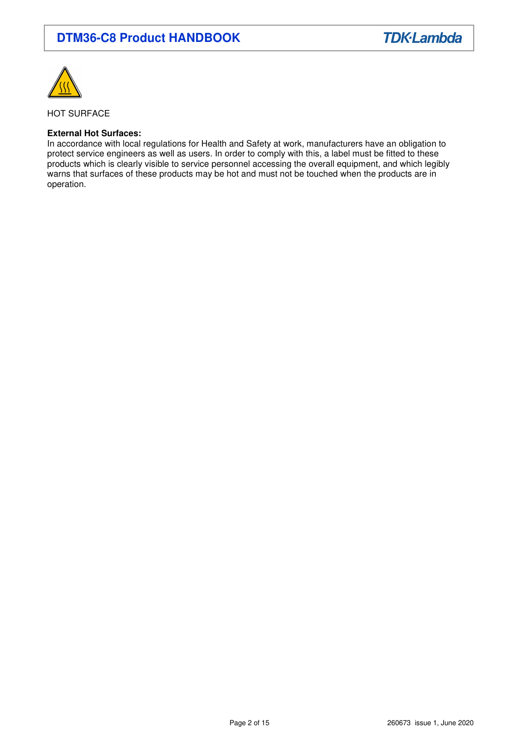HOT SURFACE

**External Hot Surfaces:**
In accordance with local regulations for Health and Safety at work, manufacturers have an obligation to protect service engineers as well as users. In order to comply with this, a label must be fitted to these products which is clearly visible to service personnel accessing the overall equipment, and which legibly warns that surfaces of these products may be hot and must not be touched when the products are in operation.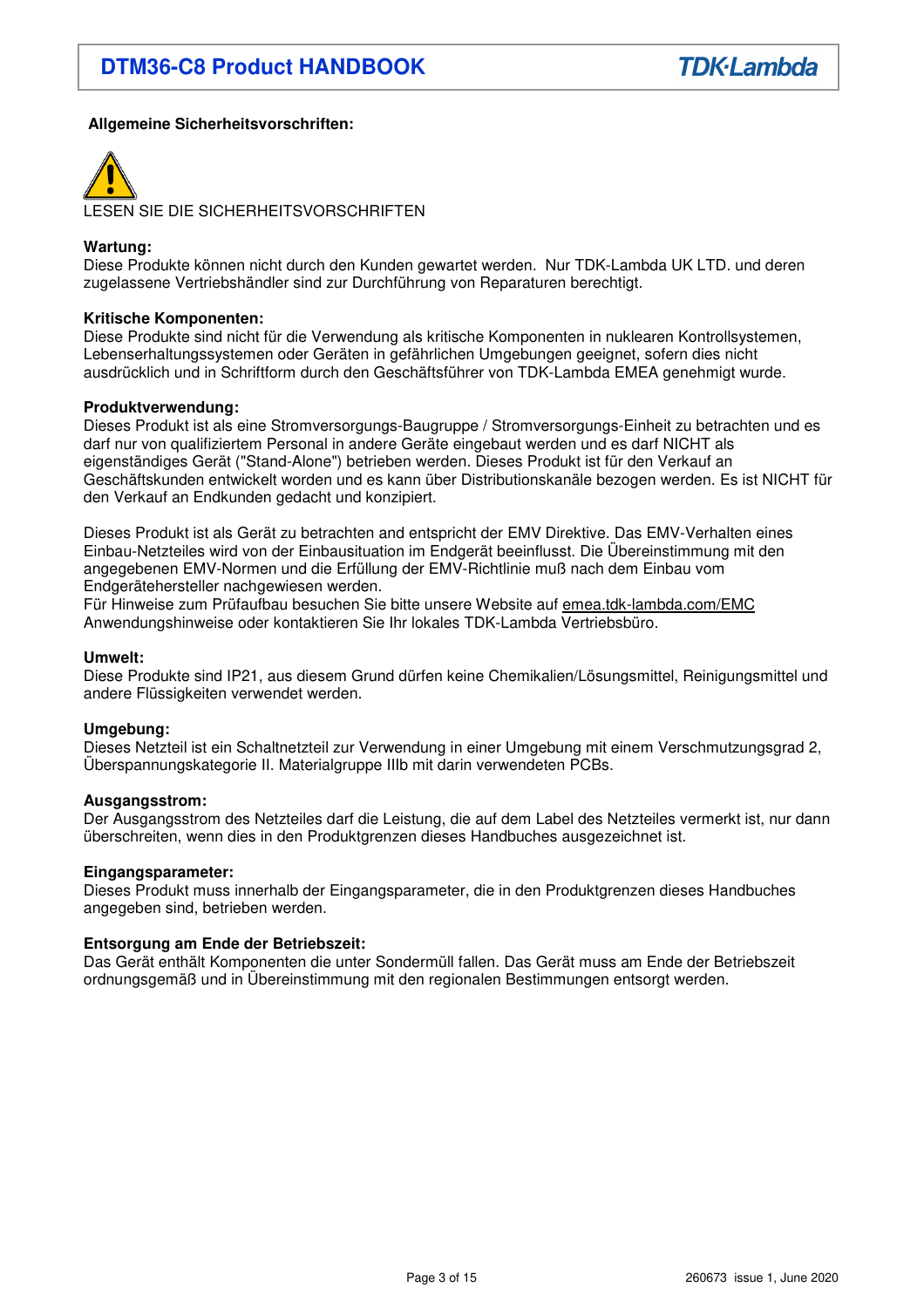**Allgemeine Sicherheitsvorschriften:**

LESEN SIE DIE SICHERHEITSVORSCHRIFTEN

**Wartung:**
Diese Produkte können nicht durch den Kunden gewartet werden. Nur TDK-Lambda UK LTD. und deren zugelassene Vertriebshändler sind zur Durchführung von Reparaturen berechtigt.

**Kritische Komponenten:**
Diese Produkte sind nicht für die Verwendung als kritische Komponenten in nuklearen Kontrollsystemen, Lebenserhaltungssystemen oder Geräten in gefährlichen Umgebungen geeignet, sofern dies nicht ausdrücklich und in Schriftform durch den Geschäftsführer von TDK-Lambda EMEA genehmigt wurde.

**Produktverwendung:**
Dieses Produkt ist als eine Stromversorgungs-Baugruppe / Stromversorgungs-Einheit zu betrachten und es darf nur von qualifiziertem Personal in andere Geräte eingebaut werden und es darf NICHT als eigenständiges Gerät ("Stand-Alone") betrieben werden. Dieses Produkt ist für den Verkauf an Geschäftskunden entwickelt worden und es kann über Distributionskanäle bezogen werden. Es ist NICHT für den Verkauf an Endkunden gedacht und konzipiert.

Dieses Produkt ist als Gerät zu betrachten and entspricht der EMV Direktive. Das EMV-Verhalten eines Einbau-Netzteiles wird von der Einbausituation im Endgerät beeinflusst. Die Übereinstimmung mit den angegebenen EMV-Normen und die Erfüllung der EMV-Richtlinie muß nach dem Einbau vom Endgerätehersteller nachgewiesen werden.
Für Hinweise zum Prüfaufbau besuchen Sie bitte unsere Website auf emea.tdk-lambda.com/EMC Anwendungshinweise oder kontaktieren Sie Ihr lokales TDK-Lambda Vertriebsbüro.

**Umwelt:**
Diese Produkte sind IP21, aus diesem Grund dürfen keine Chemikalien/Lösungsmittel, Reinigungsmittel und andere Flüssigkeiten verwendet werden.

**Umgebung:**
Dieses Netzteil ist ein Schaltnetzteil zur Verwendung in einer Umgebung mit einem Verschmutzungsgrad 2, Überspannungskategorie II. Materialgruppe IIIb mit darin verwendeten PCBs.

**Ausgangsstrom:**
Der Ausgangsstrom des Netzteiles darf die Leistung, die auf dem Label des Netzteiles vermerkt ist, nur dann überschreiten, wenn dies in den Produktgrenzen dieses Handbuches ausgezeichnet ist.

**Eingangsparameter:**
Dieses Produkt muss innerhalb der Eingangsparameter, die in den Produktgrenzen dieses Handbuches angegeben sind, betrieben werden.

**Entsorgung am Ende der Betriebszeit:**
Das Gerät enthält Komponenten die unter Sondermüll fallen. Das Gerät muss am Ende der Betriebszeit ordnungsgemäß und in Übereinstimmung mit den regionalen Bestimmungen entsorgt werden.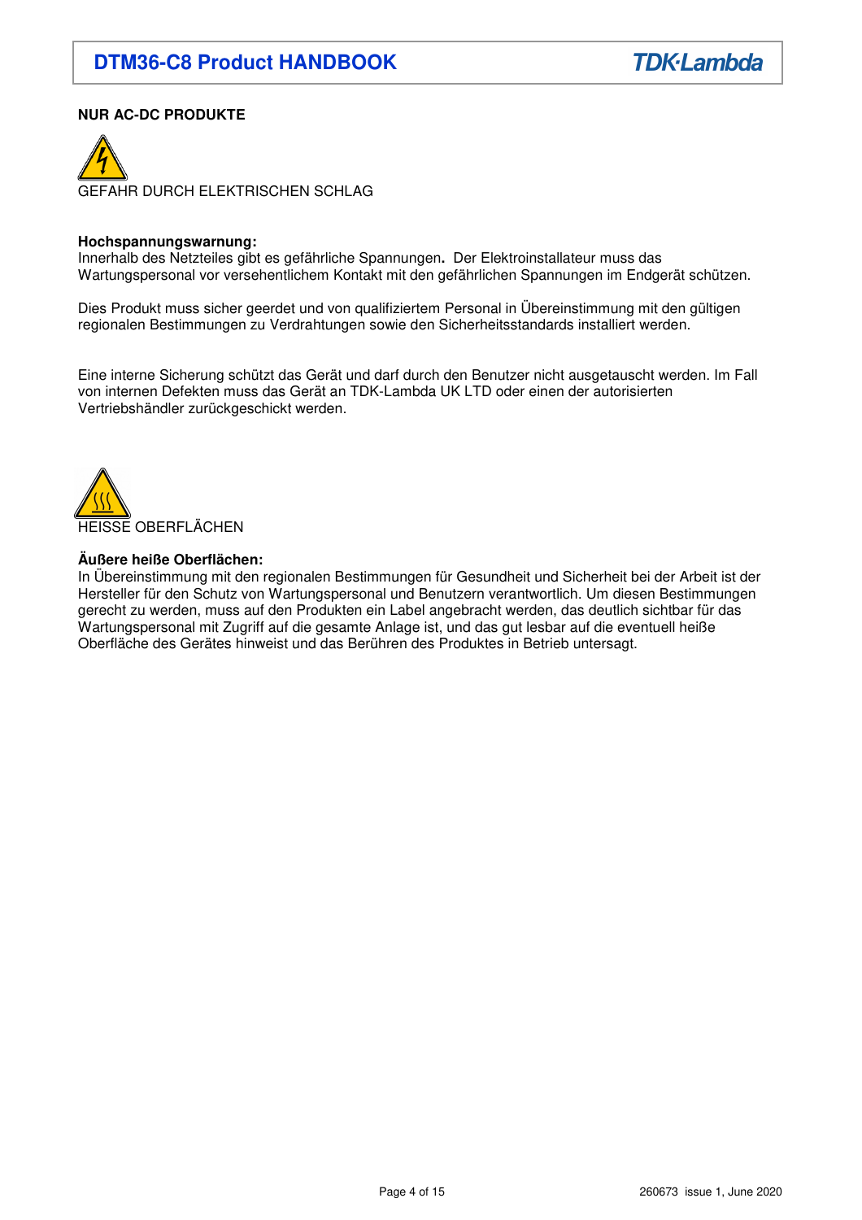**NUR AC-DC PRODUKTE**

GEFAHR DURCH ELEKTRISCHEN SCHLAG

**Hochspannungswarnung:**
Innerhalb des Netzteiles gibt es gefährliche Spannungen**.** Der Elektroinstallateur muss das Wartungspersonal vor versehentlichem Kontakt mit den gefährlichen Spannungen im Endgerät schützen.

Dies Produkt muss sicher geerdet und von qualifiziertem Personal in Übereinstimmung mit den gültigen regionalen Bestimmungen zu Verdrahtungen sowie den Sicherheitsstandards installiert werden.

Eine interne Sicherung schützt das Gerät und darf durch den Benutzer nicht ausgetauscht werden. Im Fall von internen Defekten muss das Gerät an TDK-Lambda UK LTD oder einen der autorisierten Vertriebshändler zurückgeschickt werden.

HEISSE OBERFLÄCHEN

**Äußere heiße Oberflächen:**
In Übereinstimmung mit den regionalen Bestimmungen für Gesundheit und Sicherheit bei der Arbeit ist der Hersteller für den Schutz von Wartungspersonal und Benutzern verantwortlich. Um diesen Bestimmungen gerecht zu werden, muss auf den Produkten ein Label angebracht werden, das deutlich sichtbar für das Wartungspersonal mit Zugriff auf die gesamte Anlage ist, und das gut lesbar auf die eventuell heiße Oberfläche des Gerätes hinweist und das Berühren des Produktes in Betrieb untersagt.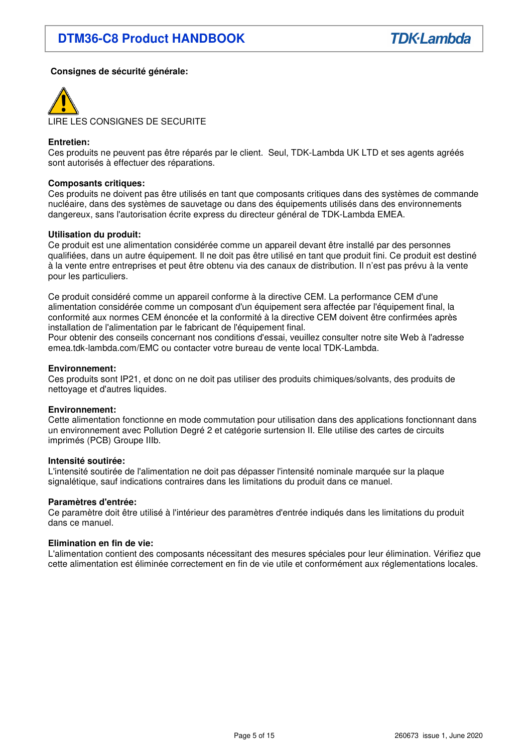**Consignes de sécurité générale:**

LIRE LES CONSIGNES DE SECURITE

**Entretien:**
Ces produits ne peuvent pas être réparés par le client. Seul, TDK-Lambda UK LTD et ses agents agréés sont autorisés à effectuer des réparations.

**Composants critiques:**
Ces produits ne doivent pas être utilisés en tant que composants critiques dans des systèmes de commande nucléaire, dans des systèmes de sauvetage ou dans des équipements utilisés dans des environnements dangereux, sans l'autorisation écrite express du directeur général de TDK-Lambda EMEA.

**Utilisation du produit:**
Ce produit est une alimentation considérée comme un appareil devant être installé par des personnes qualifiées, dans un autre équipement. Il ne doit pas être utilisé en tant que produit fini. Ce produit est destiné à la vente entre entreprises et peut être obtenu via des canaux de distribution. Il n'est pas prévu à la vente pour les particuliers.

Ce produit considéré comme un appareil conforme à la directive CEM. La performance CEM d'une alimentation considérée comme un composant d'un équipement sera affectée par l'équipement final, la conformité aux normes CEM énoncée et la conformité à la directive CEM doivent être confirmées après installation de l'alimentation par le fabricant de l'équipement final.
Pour obtenir des conseils concernant nos conditions d'essai, veuillez consulter notre site Web à l'adresse emea.tdk-lambda.com/EMC ou contacter votre bureau de vente local TDK-Lambda.

**Environnement:**
Ces produits sont IP21, et donc on ne doit pas utiliser des produits chimiques/solvants, des produits de nettoyage et d'autres liquides.

**Environnement:**
Cette alimentation fonctionne en mode commutation pour utilisation dans des applications fonctionnant dans un environnement avec Pollution Degré 2 et catégorie surtension II. Elle utilise des cartes de circuits imprimés (PCB) Groupe IIIb.

**Intensité soutirée:**
L'intensité soutirée de l'alimentation ne doit pas dépasser l'intensité nominale marquée sur la plaque signalétique, sauf indications contraires dans les limitations du produit dans ce manuel.

**Paramètres d'entrée:**
Ce paramètre doit être utilisé à l'intérieur des paramètres d'entrée indiqués dans les limitations du produit dans ce manuel.

**Elimination en fin de vie:**
L'alimentation contient des composants nécessitant des mesures spéciales pour leur élimination. Vérifiez que cette alimentation est éliminée correctement en fin de vie utile et conformément aux réglementations locales.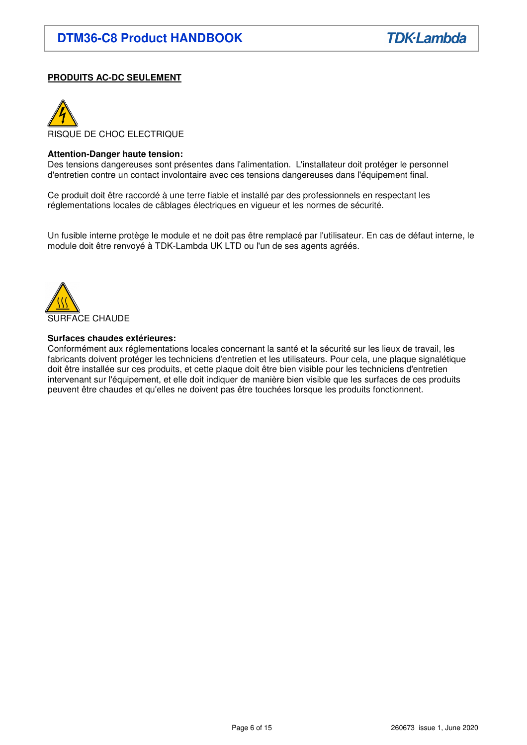**PRODUITS AC-DC SEULEMENT**

RISQUE DE CHOC ELECTRIQUE

**Attention-Danger haute tension:**
Des tensions dangereuses sont présentes dans l'alimentation. L'installateur doit protéger le personnel d'entretien contre un contact involontaire avec ces tensions dangereuses dans l'équipement final.

Ce produit doit être raccordé à une terre fiable et installé par des professionnels en respectant les réglementations locales de câblages électriques en vigueur et les normes de sécurité.

Un fusible interne protège le module et ne doit pas être remplacé par l'utilisateur. En cas de défaut interne, le module doit être renvoyé à TDK-Lambda UK LTD ou l'un de ses agents agréés.

SURFACE CHAUDE

**Surfaces chaudes extérieures:**
Conformément aux réglementations locales concernant la santé et la sécurité sur les lieux de travail, les fabricants doivent protéger les techniciens d'entretien et les utilisateurs. Pour cela, une plaque signalétique doit être installée sur ces produits, et cette plaque doit être bien visible pour les techniciens d'entretien intervenant sur l'équipement, et elle doit indiquer de manière bien visible que les surfaces de ces produits peuvent être chaudes et qu'elles ne doivent pas être touchées lorsque les produits fonctionnent.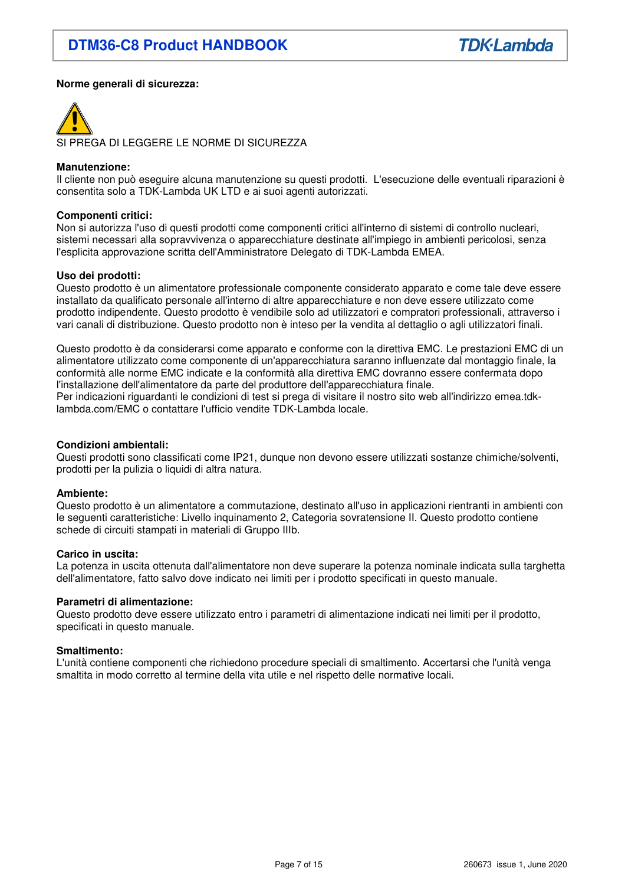**Norme generali di sicurezza:**

SI PREGA DI LEGGERE LE NORME DI SICUREZZA

**Manutenzione:**
Il cliente non può eseguire alcuna manutenzione su questi prodotti. L'esecuzione delle eventuali riparazioni è consentita solo a TDK-Lambda UK LTD e ai suoi agenti autorizzati.

**Componenti critici:**
Non si autorizza l'uso di questi prodotti come componenti critici all'interno di sistemi di controllo nucleari, sistemi necessari alla sopravvivenza o apparecchiature destinate all'impiego in ambienti pericolosi, senza l'esplicita approvazione scritta dell'Amministratore Delegato di TDK-Lambda EMEA.

**Uso dei prodotti:**
Questo prodotto è un alimentatore professionale componente considerato apparato e come tale deve essere installato da qualificato personale all'interno di altre apparecchiature e non deve essere utilizzato come prodotto indipendente. Questo prodotto è vendibile solo ad utilizzatori e compratori professionali, attraverso i vari canali di distribuzione. Questo prodotto non è inteso per la vendita al dettaglio o agli utilizzatori finali.

Questo prodotto è da considerarsi come apparato e conforme con la direttiva EMC. Le prestazioni EMC di un alimentatore utilizzato come componente di un'apparecchiatura saranno influenzate dal montaggio finale, la conformità alle norme EMC indicate e la conformità alla direttiva EMC dovranno essere confermata dopo l'installazione dell'alimentatore da parte del produttore dell'apparecchiatura finale.
Per indicazioni riguardanti le condizioni di test si prega di visitare il nostro sito web all'indirizzo emea.tdk-lambda.com/EMC o contattare l'ufficio vendite TDK-Lambda locale.

**Condizioni ambientali:**
Questi prodotti sono classificati come IP21, dunque non devono essere utilizzati sostanze chimiche/solventi, prodotti per la pulizia o liquidi di altra natura.

**Ambiente:**
Questo prodotto è un alimentatore a commutazione, destinato all'uso in applicazioni rientranti in ambienti con le seguenti caratteristiche: Livello inquinamento 2, Categoria sovratensione II. Questo prodotto contiene schede di circuiti stampati in materiali di Gruppo IIIb.

**Carico in uscita:**
La potenza in uscita ottenuta dall'alimentatore non deve superare la potenza nominale indicata sulla targhetta dell'alimentatore, fatto salvo dove indicato nei limiti per i prodotto specificati in questo manuale.

**Parametri di alimentazione:**
Questo prodotto deve essere utilizzato entro i parametri di alimentazione indicati nei limiti per il prodotto, specificati in questo manuale.

**Smaltimento:**
L'unità contiene componenti che richiedono procedure speciali di smaltimento. Accertarsi che l'unità venga smaltita in modo corretto al termine della vita utile e nel rispetto delle normative locali.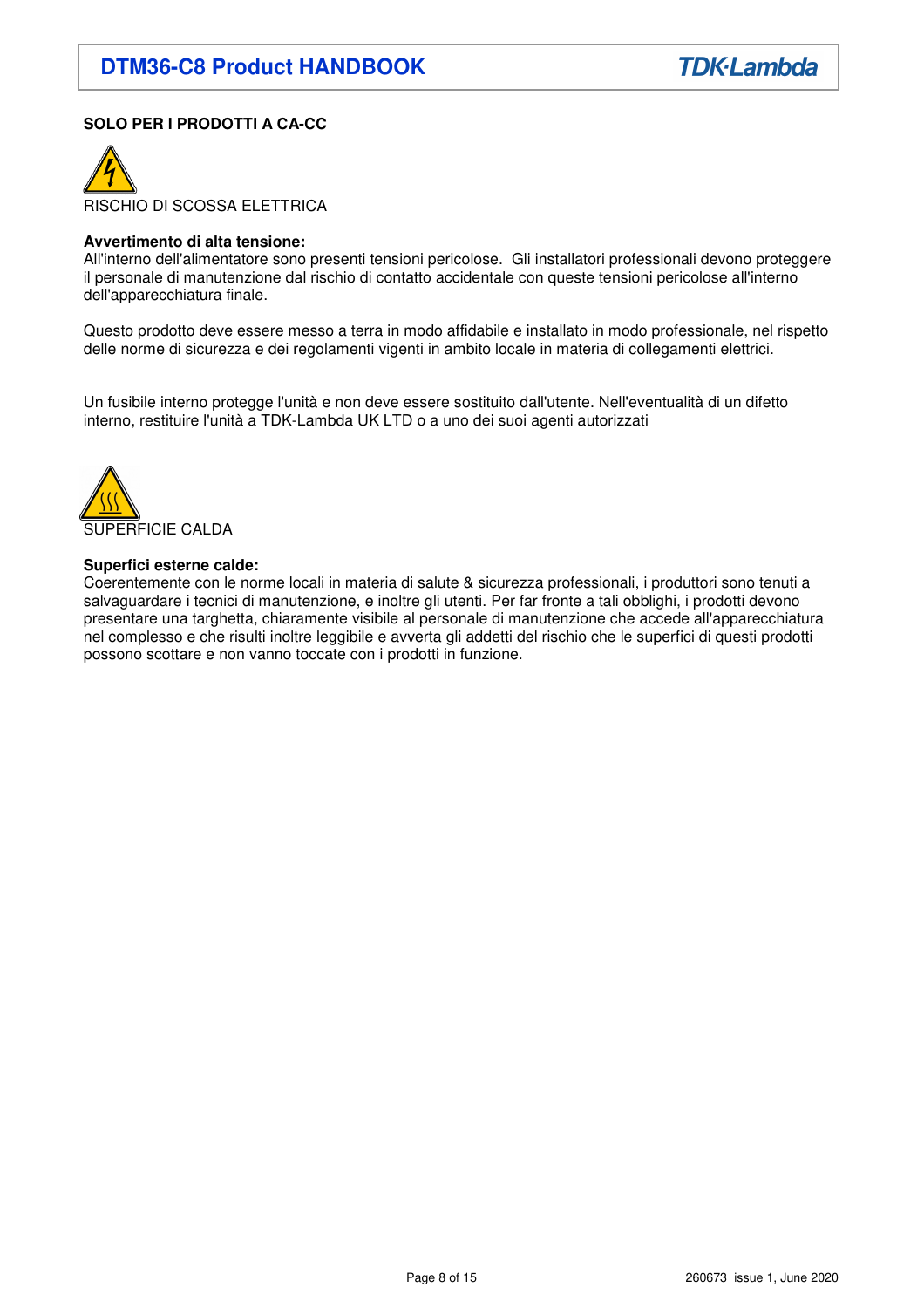**SOLO PER I PRODOTTI A CA-CC**

RISCHIO DI SCOSSA ELETTRICA

**Avvertimento di alta tensione:**
All'interno dell'alimentatore sono presenti tensioni pericolose. Gli installatori professionali devono proteggere il personale di manutenzione dal rischio di contatto accidentale con queste tensioni pericolose all'interno dell'apparecchiatura finale.

Questo prodotto deve essere messo a terra in modo affidabile e installato in modo professionale, nel rispetto delle norme di sicurezza e dei regolamenti vigenti in ambito locale in materia di collegamenti elettrici.

Un fusibile interno protegge l'unità e non deve essere sostituito dall'utente. Nell'eventualità di un difetto interno, restituire l'unità a TDK-Lambda UK LTD o a uno dei suoi agenti autorizzati

SUPERFICIE CALDA

**Superfici esterne calde:**
Coerentemente con le norme locali in materia di salute & sicurezza professionali, i produttori sono tenuti a salvaguardare i tecnici di manutenzione, e inoltre gli utenti. Per far fronte a tali obblighi, i prodotti devono presentare una targhetta, chiaramente visibile al personale di manutenzione che accede all'apparecchiatura nel complesso e che risulti inoltre leggibile e avverta gli addetti del rischio che le superfici di questi prodotti possono scottare e non vanno toccate con i prodotti in funzione.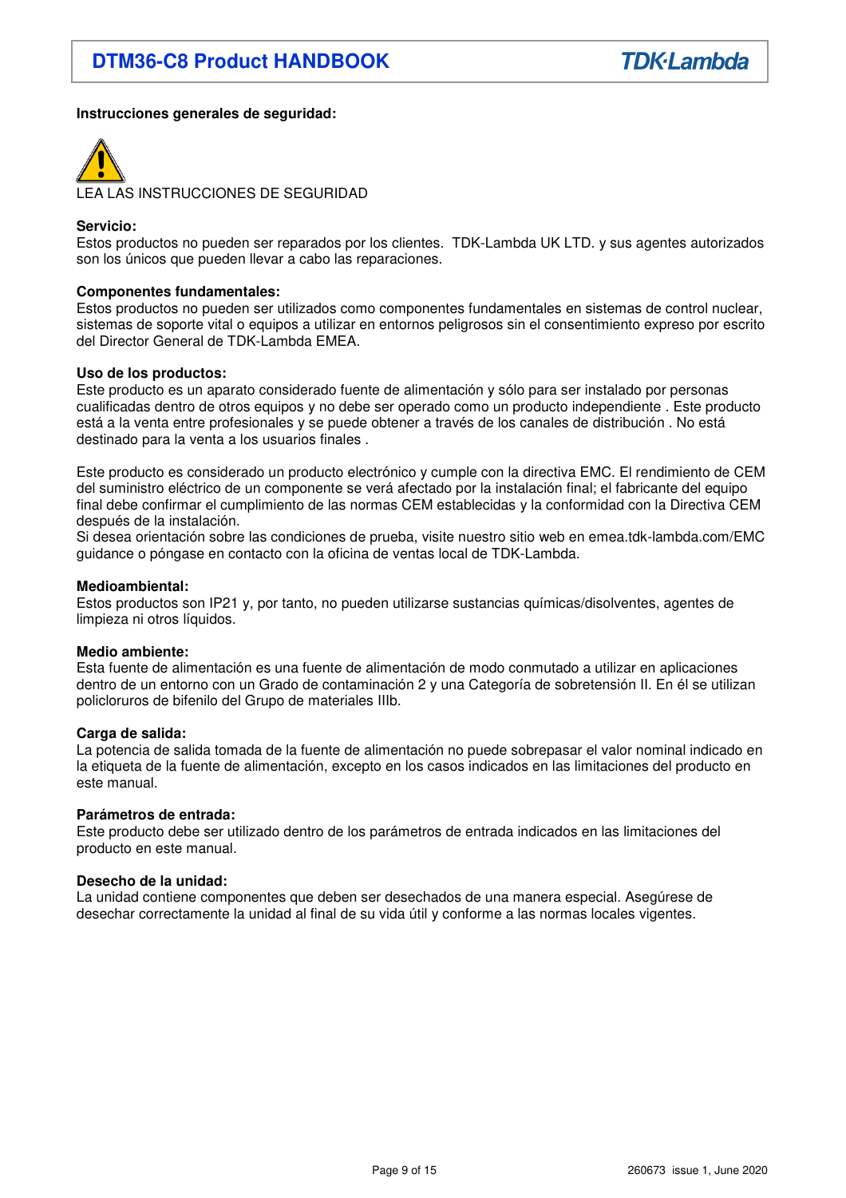**Instrucciones generales de seguridad:**

LEA LAS INSTRUCCIONES DE SEGURIDAD

**Servicio:**
Estos productos no pueden ser reparados por los clientes. TDK-Lambda UK LTD. y sus agentes autorizados son los únicos que pueden llevar a cabo las reparaciones.

**Componentes fundamentales:**
Estos productos no pueden ser utilizados como componentes fundamentales en sistemas de control nuclear, sistemas de soporte vital o equipos a utilizar en entornos peligrosos sin el consentimiento expreso por escrito del Director General de TDK-Lambda EMEA.

**Uso de los productos:**
Este producto es un aparato considerado fuente de alimentación y sólo para ser instalado por personas cualificadas dentro de otros equipos y no debe ser operado como un producto independiente . Este producto está a la venta entre profesionales y se puede obtener a través de los canales de distribución . No está destinado para la venta a los usuarios finales .

Este producto es considerado un producto electrónico y cumple con la directiva EMC. El rendimiento de CEM del suministro eléctrico de un componente se verá afectado por la instalación final; el fabricante del equipo final debe confirmar el cumplimiento de las normas CEM establecidas y la conformidad con la Directiva CEM después de la instalación.
Si desea orientación sobre las condiciones de prueba, visite nuestro sitio web en emea.tdk-lambda.com/EMC guidance o póngase en contacto con la oficina de ventas local de TDK-Lambda.

**Medioambiental:**
Estos productos son IP21 y, por tanto, no pueden utilizarse sustancias químicas/disolventes, agentes de limpieza ni otros líquidos.

**Medio ambiente:**
Esta fuente de alimentación es una fuente de alimentación de modo conmutado a utilizar en aplicaciones dentro de un entorno con un Grado de contaminación 2 y una Categoría de sobretensión II. En él se utilizan policloruros de bifenilo del Grupo de materiales IIIb.

**Carga de salida:**
La potencia de salida tomada de la fuente de alimentación no puede sobrepasar el valor nominal indicado en la etiqueta de la fuente de alimentación, excepto en los casos indicados en las limitaciones del producto en este manual.

**Parámetros de entrada:**
Este producto debe ser utilizado dentro de los parámetros de entrada indicados en las limitaciones del producto en este manual.

**Desecho de la unidad:**
La unidad contiene componentes que deben ser desechados de una manera especial. Asegúrese de desechar correctamente la unidad al final de su vida útil y conforme a las normas locales vigentes.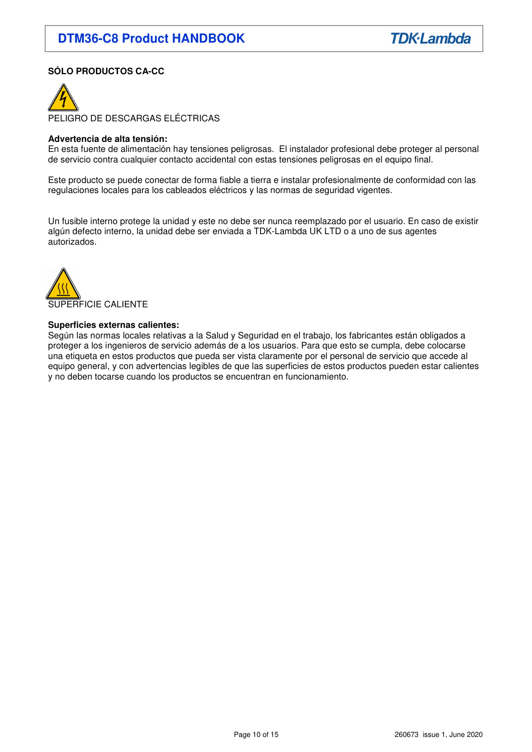**SÓLO PRODUCTOS CA-CC**

PELIGRO DE DESCARGAS ELÉCTRICAS

**Advertencia de alta tensión:**
En esta fuente de alimentación hay tensiones peligrosas. El instalador profesional debe proteger al personal de servicio contra cualquier contacto accidental con estas tensiones peligrosas en el equipo final.

Este producto se puede conectar de forma fiable a tierra e instalar profesionalmente de conformidad con las regulaciones locales para los cableados eléctricos y las normas de seguridad vigentes.

Un fusible interno protege la unidad y este no debe ser nunca reemplazado por el usuario. En caso de existir algún defecto interno, la unidad debe ser enviada a TDK-Lambda UK LTD o a uno de sus agentes autorizados.

SUPERFICIE CALIENTE

**Superficies externas calientes:**
Según las normas locales relativas a la Salud y Seguridad en el trabajo, los fabricantes están obligados a proteger a los ingenieros de servicio además de a los usuarios. Para que esto se cumpla, debe colocarse una etiqueta en estos productos que pueda ser vista claramente por el personal de servicio que accede al equipo general, y con advertencias legibles de que las superficies de estos productos pueden estar calientes y no deben tocarse cuando los productos se encuentran en funcionamiento.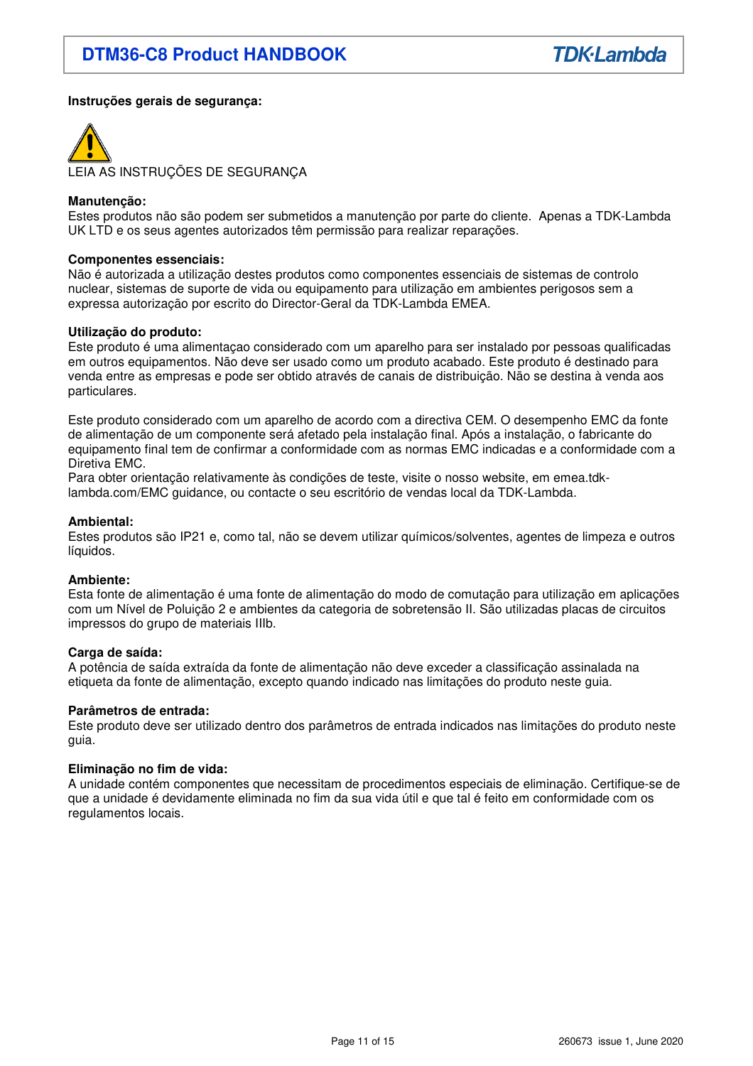**Instruções gerais de segurança:**

LEIA AS INSTRUÇÕES DE SEGURANÇA

**Manutenção:**
Estes produtos não são podem ser submetidos a manutenção por parte do cliente. Apenas a TDK-Lambda UK LTD e os seus agentes autorizados têm permissão para realizar reparações.

**Componentes essenciais:**
Não é autorizada a utilização destes produtos como componentes essenciais de sistemas de controlo nuclear, sistemas de suporte de vida ou equipamento para utilização em ambientes perigosos sem a expressa autorização por escrito do Director-Geral da TDK-Lambda EMEA.

**Utilização do produto:**
Este produto é uma alimentaçao considerado com um aparelho para ser instalado por pessoas qualificadas em outros equipamentos. Não deve ser usado como um produto acabado. Este produto é destinado para venda entre as empresas e pode ser obtido através de canais de distribuição. Não se destina à venda aos particulares.

Este produto considerado com um aparelho de acordo com a directiva CEM. O desempenho EMC da fonte de alimentação de um componente será afetado pela instalação final. Após a instalação, o fabricante do equipamento final tem de confirmar a conformidade com as normas EMC indicadas e a conformidade com a Diretiva EMC.
Para obter orientação relativamente às condições de teste, visite o nosso website, em emea.tdk-lambda.com/EMC guidance, ou contacte o seu escritório de vendas local da TDK-Lambda.

**Ambiental:**
Estes produtos são IP21 e, como tal, não se devem utilizar químicos/solventes, agentes de limpeza e outros líquidos.

**Ambiente:**
Esta fonte de alimentação é uma fonte de alimentação do modo de comutação para utilização em aplicações com um Nível de Poluição 2 e ambientes da categoria de sobretensão II. São utilizadas placas de circuitos impressos do grupo de materiais IIIb.

**Carga de saída:**
A potência de saída extraída da fonte de alimentação não deve exceder a classificação assinalada na etiqueta da fonte de alimentação, excepto quando indicado nas limitações do produto neste guia.

**Parâmetros de entrada:**
Este produto deve ser utilizado dentro dos parâmetros de entrada indicados nas limitações do produto neste guia.

**Eliminação no fim de vida:**
A unidade contém componentes que necessitam de procedimentos especiais de eliminação. Certifique-se de que a unidade é devidamente eliminada no fim da sua vida útil e que tal é feito em conformidade com os regulamentos locais.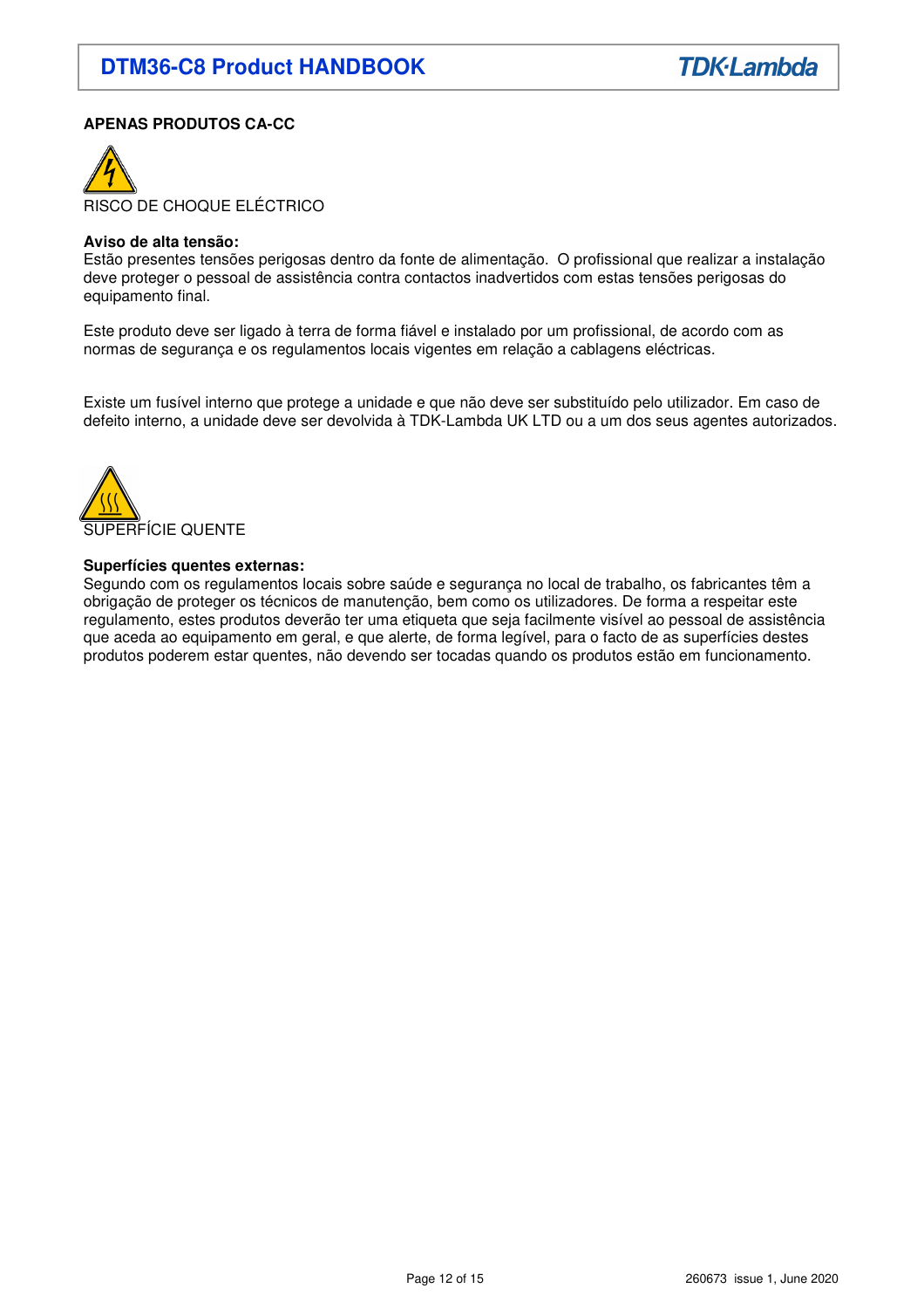**APENAS PRODUTOS CA-CC**

RISCO DE CHOQUE ELÉCTRICO

**Aviso de alta tensão:**
Estão presentes tensões perigosas dentro da fonte de alimentação. O profissional que realizar a instalação deve proteger o pessoal de assistência contra contactos inadvertidos com estas tensões perigosas do equipamento final.

Este produto deve ser ligado à terra de forma fiável e instalado por um profissional, de acordo com as normas de segurança e os regulamentos locais vigentes em relação a cablagens eléctricas.

Existe um fusível interno que protege a unidade e que não deve ser substituído pelo utilizador. Em caso de defeito interno, a unidade deve ser devolvida à TDK-Lambda UK LTD ou a um dos seus agentes autorizados.

SUPERFÍCIE QUENTE

**Superfícies quentes externas:**
Segundo com os regulamentos locais sobre saúde e segurança no local de trabalho, os fabricantes têm a obrigação de proteger os técnicos de manutenção, bem como os utilizadores. De forma a respeitar este regulamento, estes produtos deverão ter uma etiqueta que seja facilmente visível ao pessoal de assistência que aceda ao equipamento em geral, e que alerte, de forma legível, para o facto de as superfícies destes produtos poderem estar quentes, não devendo ser tocadas quando os produtos estão em funcionamento.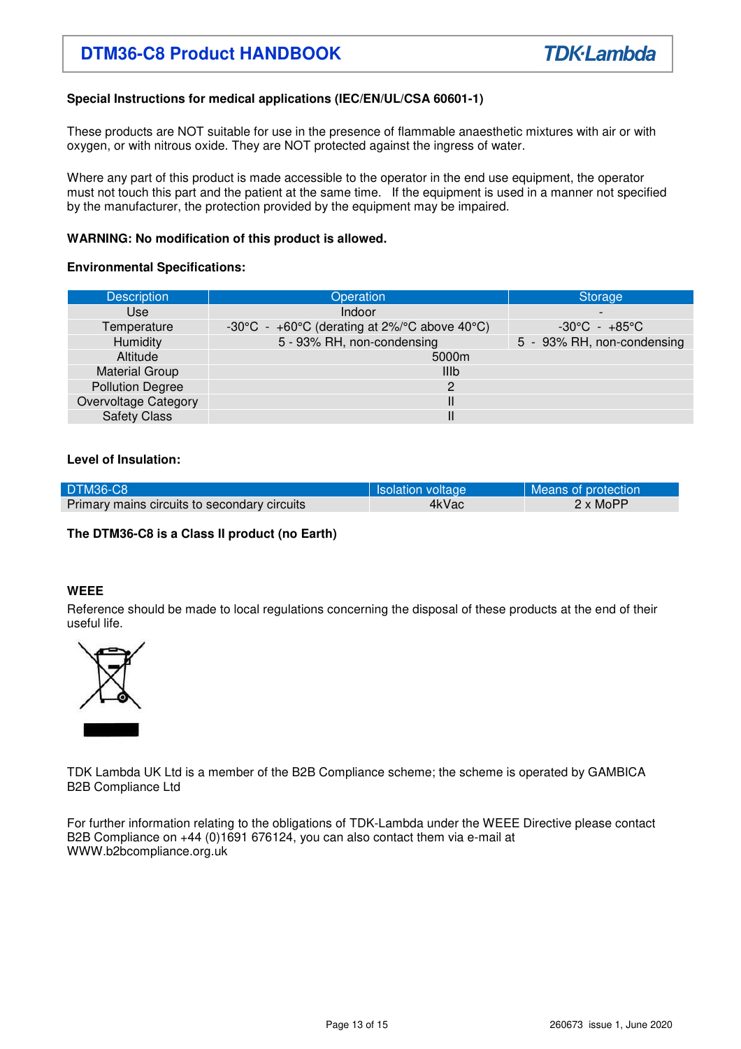**Special Instructions for medical applications (IEC/EN/UL/CSA 60601-1)**

These products are NOT suitable for use in the presence of flammable anaesthetic mixtures with air or with oxygen, or with nitrous oxide. They are NOT protected against the ingress of water.

Where any part of this product is made accessible to the operator in the end use equipment, the operator must not touch this part and the patient at the same time. If the equipment is used in a manner not specified by the manufacturer, the protection provided by the equipment may be impaired.

**WARNING: No modification of this product is allowed.**

**Environmental Specifications:**

| Description | Operation | Storage |
|---|---|---|
| Use | Indoor | - |
| Temperature | -30°C - +60°C (derating at 2%/°C above 40°C) | -30°C - +85°C |
| Humidity | 5 - 93% RH, non-condensing | 5 - 93% RH, non-condensing |
| Altitude | 5000m | |
| Material Group | IIIb | |
| Pollution Degree | 2 | |
| Overvoltage Category | II | |
| Safety Class | II | |

**Level of Insulation:**

| DTM36-C8 | Isolation voltage | Means of protection |
|---|---|---|
| Primary mains circuits to secondary circuits | 4kVac | 2 x MoPP |

**The DTM36-C8 is a Class II product (no Earth)**

**WEEE**

Reference should be made to local regulations concerning the disposal of these products at the end of their useful life.

TDK Lambda UK Ltd is a member of the B2B Compliance scheme; the scheme is operated by GAMBICA B2B Compliance Ltd

For further information relating to the obligations of TDK-Lambda under the WEEE Directive please contact B2B Compliance on +44 (0)1691 676124, you can also contact them via e-mail at WWW.b2bcompliance.org.uk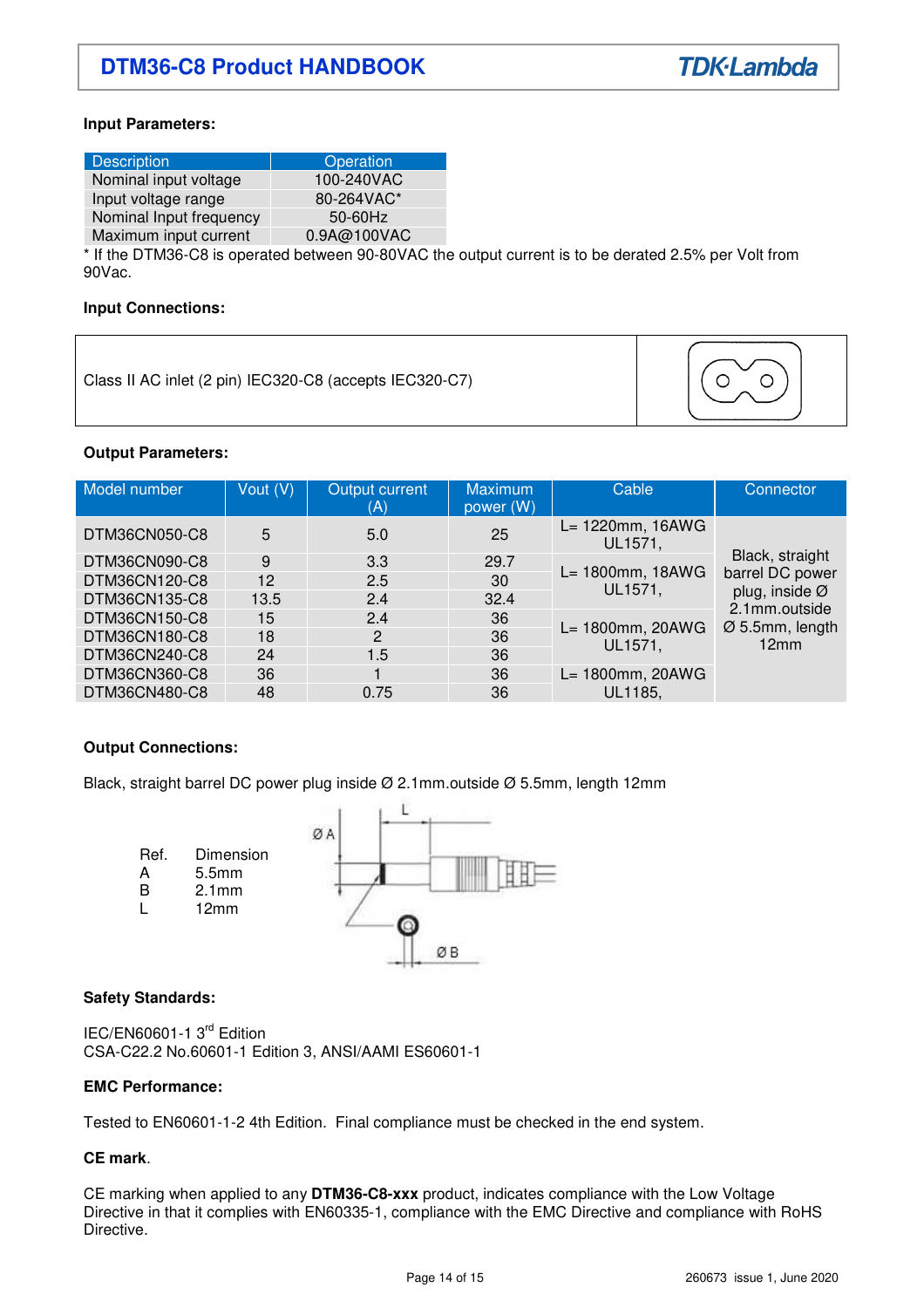**Input Parameters:**

| Description | Operation |
|---|---|
| Nominal input voltage | 100-240VAC |
| Input voltage range | 80-264VAC* |
| Nominal Input frequency | 50-60Hz |
| Maximum input current | 0.9A@100VAC |

* If the DTM36-C8 is operated between 90-80VAC the output current is to be derated 2.5% per Volt from 90Vac.

**Input Connections:**

| Class II AC inlet (2 pin) IEC320-C8 (accepts IEC320-C7) | |
|---|---|

**Output Parameters:**

| Model number | Vout (V) | Output current (A) | Maximum power (W) | Cable | Connector |
|---|---|---|---|---|---|
| DTM36CN050-C8 | 5 | 5.0 | 25 | L= 1220mm, 16AWG UL1571, | Black, straight barrel DC power plug, inside Ø 2.1mm.outside Ø 5.5mm, length 12mm |
| DTM36CN090-C8 | 9 | 3.3 | 29.7 | L= 1800mm, 18AWG UL1571, | |
| DTM36CN120-C8 | 12 | 2.5 | 30 | | |
| DTM36CN135-C8 | 13.5 | 2.4 | 32.4 | | |
| DTM36CN150-C8 | 15 | 2.4 | 36 | L= 1800mm, 20AWG UL1571, | |
| DTM36CN180-C8 | 18 | 2 | 36 | | |
| DTM36CN240-C8 | 24 | 1.5 | 36 | | |
| DTM36CN360-C8 | 36 | 1 | 36 | L= 1800mm, 20AWG UL1185, | |
| DTM36CN480-C8 | 48 | 0.75 | 36 | | |

**Output Connections:**

Black, straight barrel DC power plug inside Ø 2.1mm.outside Ø 5.5mm, length 12mm

| Ref. | Dimension |
|---|---|
| A | 5.5mm |
| B | 2.1mm |
| L | 12mm |

**Safety Standards:**

IEC/EN60601-1 3rd Edition
CSA-C22.2 No.60601-1 Edition 3, ANSI/AAMI ES60601-1

**EMC Performance:**

Tested to EN60601-1-2 4th Edition. Final compliance must be checked in the end system.

**CE mark**.

CE marking when applied to any **DTM36-C8-xxx** product, indicates compliance with the Low Voltage Directive in that it complies with EN60335-1, compliance with the EMC Directive and compliance with RoHS Directive.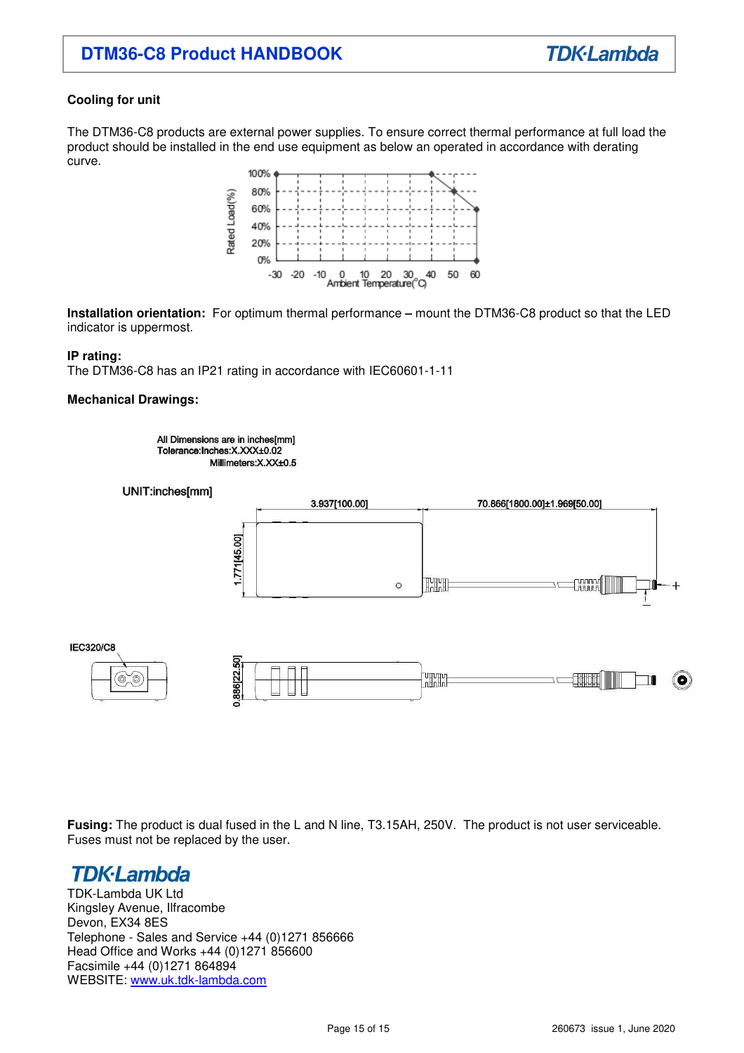### Cooling for unit

The DTM36-C8 products are external power supplies. To ensure correct thermal performance at full load the product should be installed in the end use equipment as below an operated in accordance with derating curve.

Rated Load(%)
100%
80%
60%
40%
20%
0%
-30 -20 -10 0 10 20 30 40 50 60
Ambient Temperature(°C)

**Installation orientation:** For optimum thermal performance **–** mount the DTM36-C8 product so that the LED indicator is uppermost.

**IP rating:**
The DTM36-C8 has an IP21 rating in accordance with IEC60601-1-11

**Mechanical Drawings:**

All Dimensions are in inches[mm]
Tolerance:Inches:X.XXX±0.02
Millimeters:X.XX±0.5

UNIT:inches[mm]

3.937[100.00]
70.866[1800.00]±1.969[50.00]
1.771[45.00]
+
IEC320/C8
0.886[22.50]

**Fusing:** The product is dual fused in the L and N line, T3.15AH, 250V. The product is not user serviceable. Fuses must not be replaced by the user.

**TDK·Lambda**
TDK-Lambda UK Ltd
Kingsley Avenue, Ilfracombe
Devon, EX34 8ES
Telephone - Sales and Service +44 (0)1271 856666
Head Office and Works +44 (0)1271 856600
Facsimile +44 (0)1271 864894
WEBSITE: www.uk.tdk-lambda.com